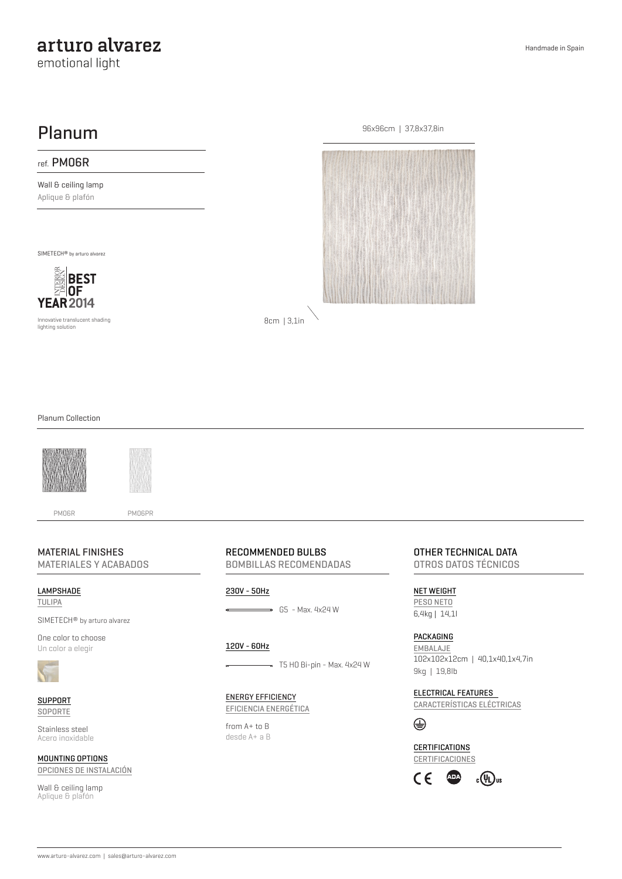arturo alvarez
emotional light

Handmade in Spain

# Planum

ref. PM06R

Wall & ceiling lamp
Aplique & plafón

SIMETECH® by arturo alvarez

INTERIOR DESIGN BEST OF YEAR 2014

Innovative translucent shading lighting solution

96x96cm | 37,8x37,8in

8cm | 3,1in

Planum Collection

PM06R

PM06PR

## MATERIAL FINISHES
MATERIALES Y ACABADOS

**LAMPSHADE**
TULIPA

SIMETECH® by arturo alvarez

One color to choose
Un color a elegir

**SUPPORT**
SOPORTE

Stainless steel
Acero inoxidable

**MOUNTING OPTIONS**
OPCIONES DE INSTALACIÓN

Wall & ceiling lamp
Aplique & plafón

## RECOMMENDED BULBS
BOMBILLAS RECOMENDADAS

**230V - 50Hz**

G5 - Max. 4x24 W

**120V - 60Hz**

T5 HO Bi-pin - Max. 4x24 W

**ENERGY EFFICIENCY**
EFICIENCIA ENERGÉTICA

from A+ to B
desde A+ a B

## OTHER TECHNICAL DATA
OTROS DATOS TÉCNICOS

**NET WEIGHT**
PESO NETO
6,4kg | 14,1l

**PACKAGING**
EMBALAJE
102x102x12cm | 40,1x40,1x4,7in
9kg | 19,8lb

**ELECTRICAL FEATURES**
CARACTERÍSTICAS ELÉCTRICAS

**CERTIFICATIONS**
CERTIFICACIONES

CE ADA cULus

www.arturo-alvarez.com | sales@arturo-alvarez.com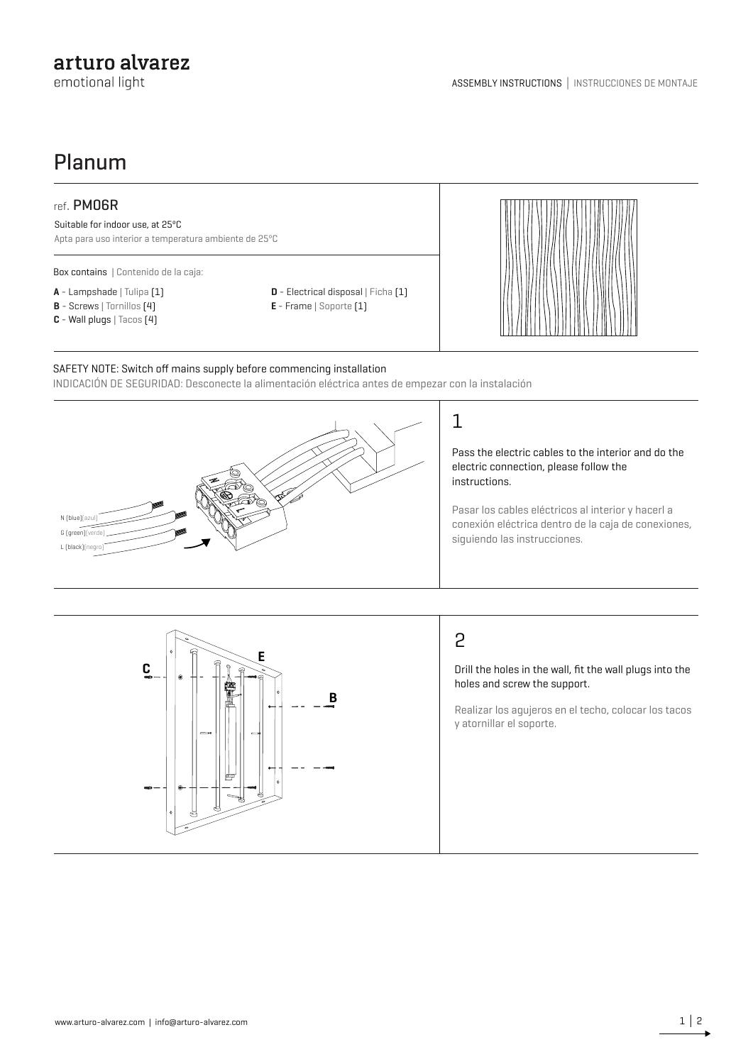# Planum

## ref. PM06R

Suitable for indoor use, at 25°C

Apta para uso interior a temperatura ambiente de 25°C

**Box contains** | Contenido de la caja:

- **A** - Lampshade | Tulipa (1)
- **B** - Screws | Tornillos (4)
- **C** - Wall plugs | Tacos (4)
- **D** - Electrical disposal | Ficha (1)
- **E** - Frame | Soporte (1)

SAFETY NOTE: Switch off mains supply before commencing installation

INDICACIÓN DE SEGURIDAD: Desconecte la alimentación eléctrica antes de empezar con la instalación

N (blue)(azul)
G (green)(verde)
L (black)(negro)

## 1

Pass the electric cables to the interior and do the electric connection, please follow the instructions.

Pasar los cables eléctricos al interior y hacerl a conexión eléctrica dentro de la caja de conexiones, siguiendo las instrucciones.

## 2

Drill the holes in the wall, fit the wall plugs into the holes and screw the support.

Realizar los agujeros en el techo, colocar los tacos y atornillar el soporte.

www.arturo-alvarez.com | info@arturo-alvarez.com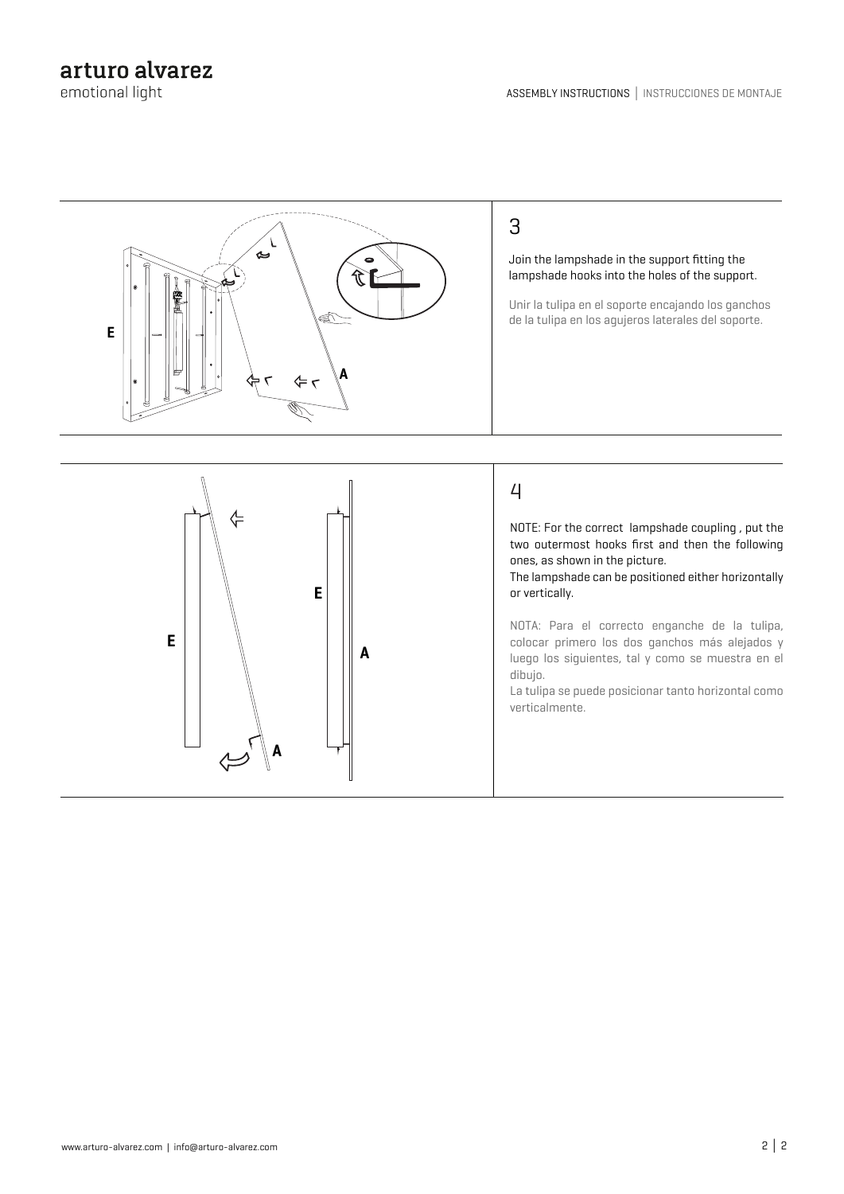## 3

Join the lampshade in the support fitting the lampshade hooks into the holes of the support.

Unir la tulipa en el soporte encajando los ganchos de la tulipa en los agujeros laterales del soporte.

E

A

## 4

NOTE: For the correct lampshade coupling , put the two outermost hooks first and then the following ones, as shown in the picture.
The lampshade can be positioned either horizontally or vertically.

NOTA: Para el correcto enganche de la tulipa, colocar primero los dos ganchos más alejados y luego los siguientes, tal y como se muestra en el dibujo.
La tulipa se puede posicionar tanto horizontal como verticalmente.

E

A

E

A

www.arturo-alvarez.com | info@arturo-alvarez.com